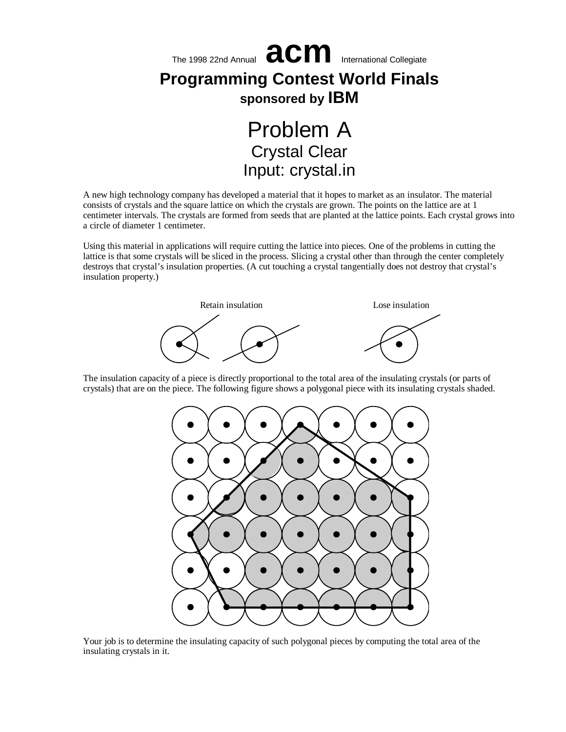The 1998 22nd Annual **acm** International Collegiate

**Programming Contest World Finals**

**sponsored by IBM**

# Problem A
## Crystal Clear
## Input: crystal.in

A new high technology company has developed a material that it hopes to market as an insulator. The material consists of crystals and the square lattice on which the crystals are grown. The points on the lattice are at 1 centimeter intervals. The crystals are formed from seeds that are planted at the lattice points. Each crystal grows into a circle of diameter 1 centimeter.

Using this material in applications will require cutting the lattice into pieces. One of the problems in cutting the lattice is that some crystals will be sliced in the process. Slicing a crystal other than through the center completely destroys that crystal's insulation properties. (A cut touching a crystal tangentially does not destroy that crystal's insulation property.)

Retain insulation                Lose insulation

The insulation capacity of a piece is directly proportional to the total area of the insulating crystals (or parts of crystals) that are on the piece. The following figure shows a polygonal piece with its insulating crystals shaded.

Your job is to determine the insulating capacity of such polygonal pieces by computing the total area of the insulating crystals in it.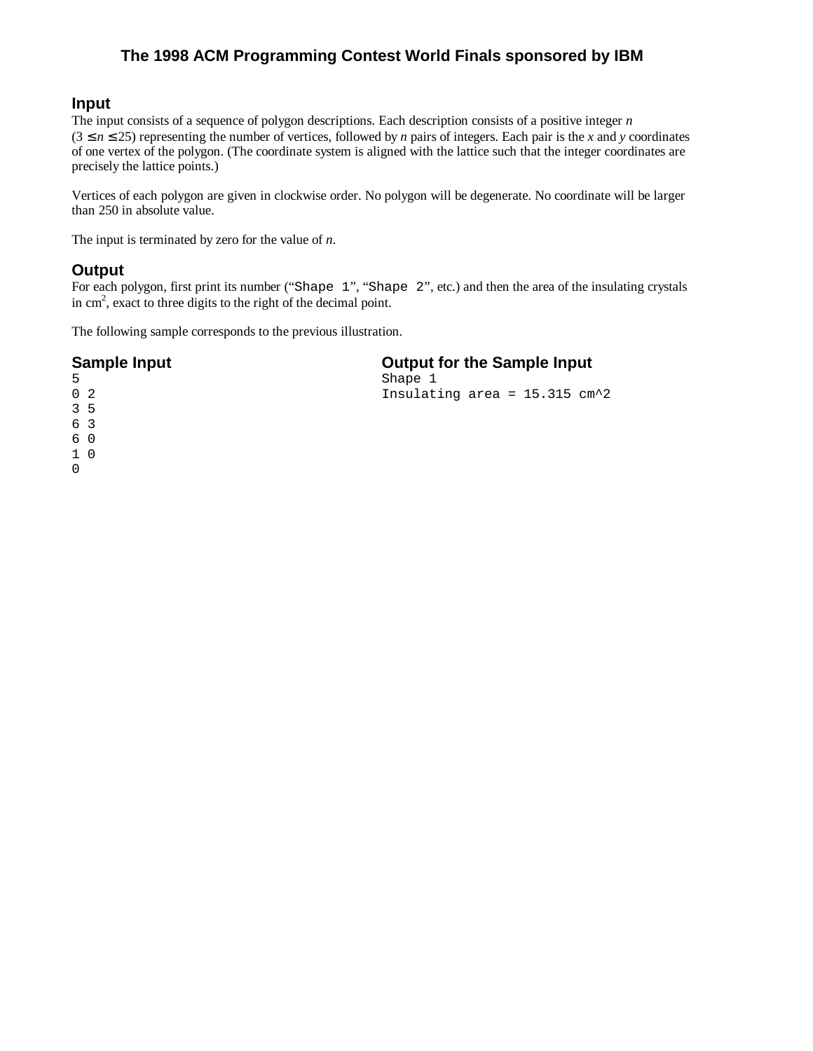## Input

The input consists of a sequence of polygon descriptions. Each description consists of a positive integer *n* ($3 \le n \le 25$) representing the number of vertices, followed by *n* pairs of integers. Each pair is the *x* and *y* coordinates of one vertex of the polygon. (The coordinate system is aligned with the lattice such that the integer coordinates are precisely the lattice points.)

Vertices of each polygon are given in clockwise order. No polygon will be degenerate. No coordinate will be larger than 250 in absolute value.

The input is terminated by zero for the value of *n*.

## Output

For each polygon, first print its number ("`Shape 1`", "`Shape 2`", etc.) and then the area of the insulating crystals in $cm^2$, exact to three digits to the right of the decimal point.

The following sample corresponds to the previous illustration.

### Sample Input

```
5
0 2
3 5
6 3
6 0
1 0
0
```

### Output for the Sample Input

```
Shape 1
Insulating area = 15.315 cm^2
```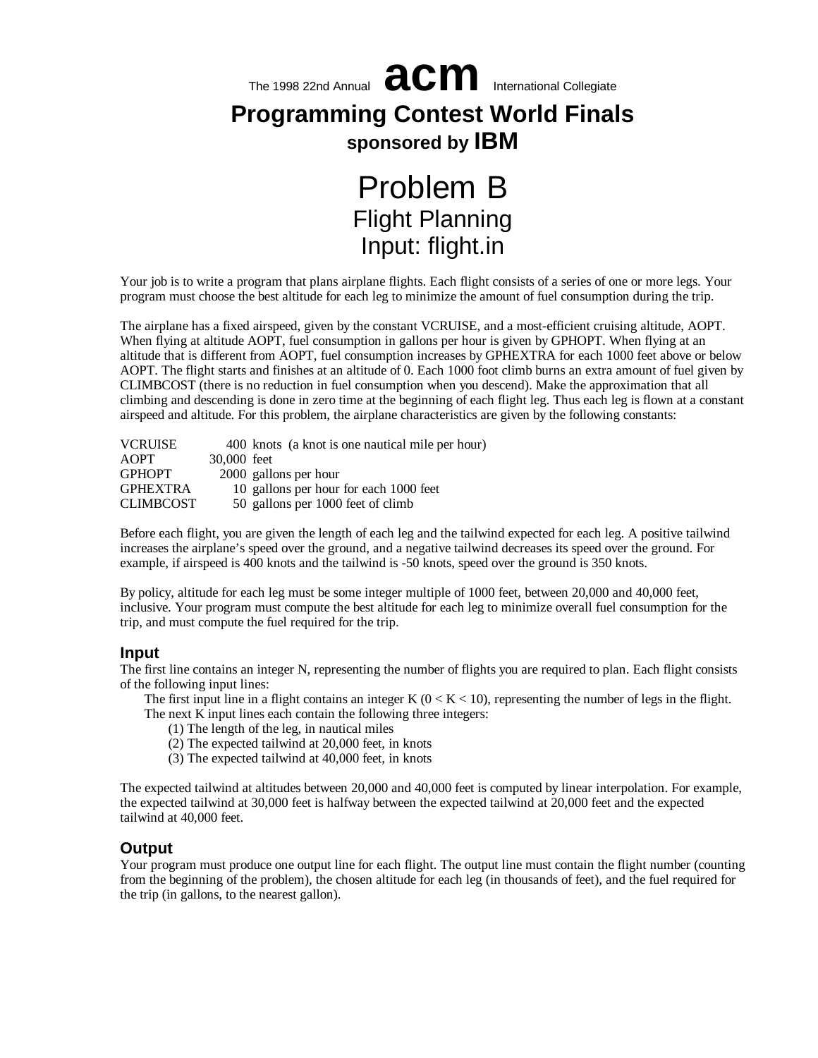The 1998 22nd Annual **acm** International Collegiate

# Programming Contest World Finals

**sponsored by IBM**

# Problem B
## Flight Planning
## Input: flight.in

Your job is to write a program that plans airplane flights. Each flight consists of a series of one or more legs. Your program must choose the best altitude for each leg to minimize the amount of fuel consumption during the trip.

The airplane has a fixed airspeed, given by the constant VCRUISE, and a most-efficient cruising altitude, AOPT. When flying at altitude AOPT, fuel consumption in gallons per hour is given by GPHOPT. When flying at an altitude that is different from AOPT, fuel consumption increases by GPHEXTRA for each 1000 feet above or below AOPT. The flight starts and finishes at an altitude of 0. Each 1000 foot climb burns an extra amount of fuel given by CLIMBCOST (there is no reduction in fuel consumption when you descend). Make the approximation that all climbing and descending is done in zero time at the beginning of each flight leg. Thus each leg is flown at a constant airspeed and altitude. For this problem, the airplane characteristics are given by the following constants:

| | | |
|---|---|---|
| VCRUISE | 400 | knots (a knot is one nautical mile per hour) |
| AOPT | 30,000 | feet |
| GPHOPT | 2000 | gallons per hour |
| GPHEXTRA | 10 | gallons per hour for each 1000 feet |
| CLIMBCOST | 50 | gallons per 1000 feet of climb |

Before each flight, you are given the length of each leg and the tailwind expected for each leg. A positive tailwind increases the airplane's speed over the ground, and a negative tailwind decreases its speed over the ground. For example, if airspeed is 400 knots and the tailwind is -50 knots, speed over the ground is 350 knots.

By policy, altitude for each leg must be some integer multiple of 1000 feet, between 20,000 and 40,000 feet, inclusive. Your program must compute the best altitude for each leg to minimize overall fuel consumption for the trip, and must compute the fuel required for the trip.

### Input

The first line contains an integer N, representing the number of flights you are required to plan. Each flight consists of the following input lines:

The first input line in a flight contains an integer K ($0 < K < 10$), representing the number of legs in the flight. The next K input lines each contain the following three integers:

(1) The length of the leg, in nautical miles
(2) The expected tailwind at 20,000 feet, in knots
(3) The expected tailwind at 40,000 feet, in knots

The expected tailwind at altitudes between 20,000 and 40,000 feet is computed by linear interpolation. For example, the expected tailwind at 30,000 feet is halfway between the expected tailwind at 20,000 feet and the expected tailwind at 40,000 feet.

### Output

Your program must produce one output line for each flight. The output line must contain the flight number (counting from the beginning of the problem), the chosen altitude for each leg (in thousands of feet), and the fuel required for the trip (in gallons, to the nearest gallon).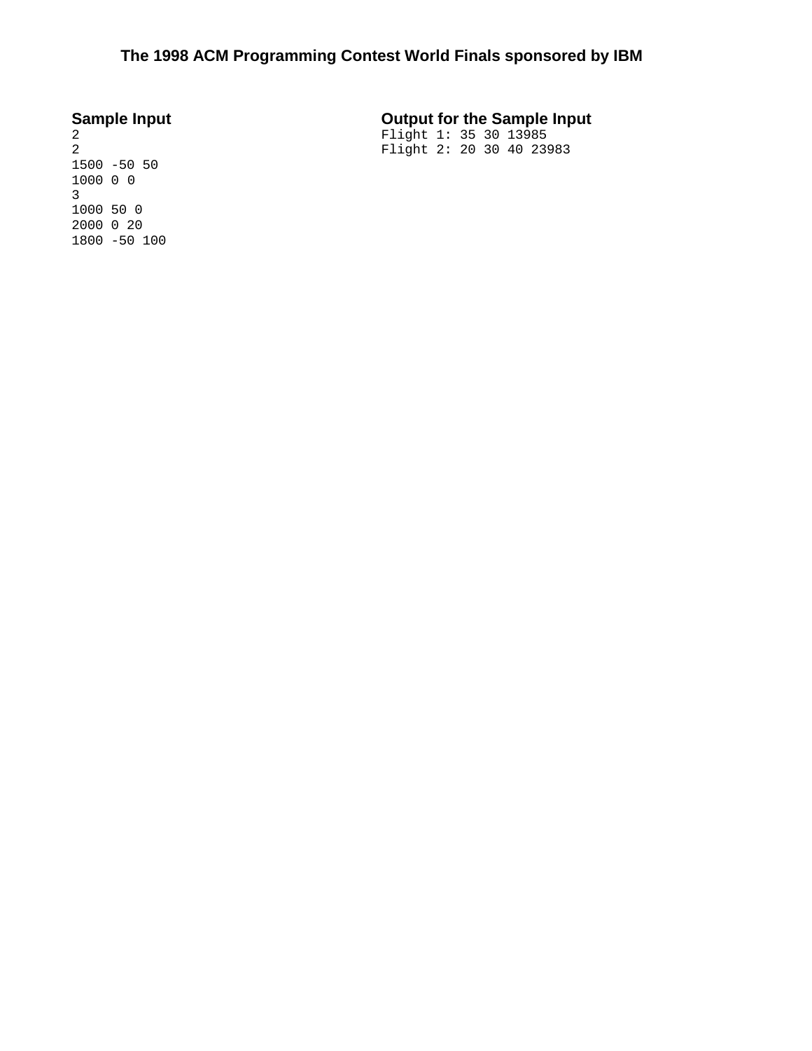## Sample Input

```
2
2
1500 -50 50
1000 0 0
3
1000 50 0
2000 0 20
1800 -50 100
```

## Output for the Sample Input

```
Flight 1: 35 30 13985
Flight 2: 20 30 40 23983
```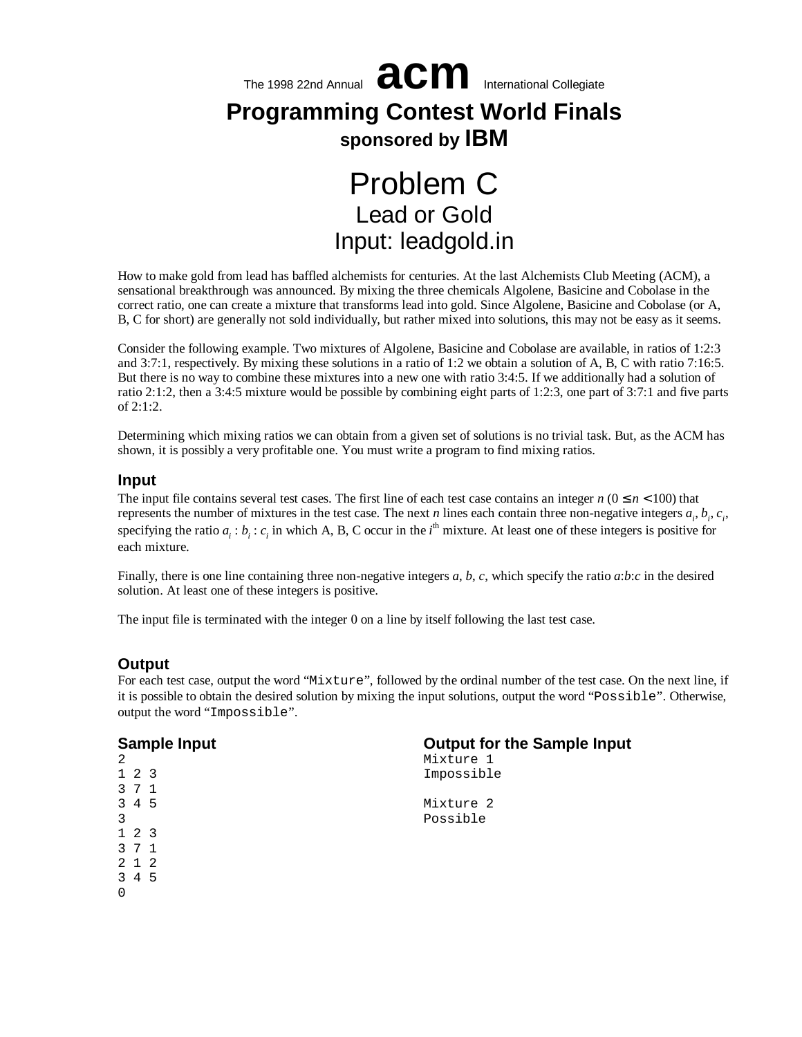The 1998 22nd Annual **acm** International Collegiate

# Programming Contest World Finals

**sponsored by IBM**

# Problem C
## Lead or Gold
## Input: leadgold.in

How to make gold from lead has baffled alchemists for centuries. At the last Alchemists Club Meeting (ACM), a sensational breakthrough was announced. By mixing the three chemicals Algolene, Basicine and Cobolase in the correct ratio, one can create a mixture that transforms lead into gold. Since Algolene, Basicine and Cobolase (or A, B, C for short) are generally not sold individually, but rather mixed into solutions, this may not be easy as it seems.

Consider the following example. Two mixtures of Algolene, Basicine and Cobolase are available, in ratios of 1:2:3 and 3:7:1, respectively. By mixing these solutions in a ratio of 1:2 we obtain a solution of A, B, C with ratio 7:16:5. But there is no way to combine these mixtures into a new one with ratio 3:4:5. If we additionally had a solution of ratio 2:1:2, then a 3:4:5 mixture would be possible by combining eight parts of 1:2:3, one part of 3:7:1 and five parts of 2:1:2.

Determining which mixing ratios we can obtain from a given set of solutions is no trivial task. But, as the ACM has shown, it is possibly a very profitable one. You must write a program to find mixing ratios.

### Input

The input file contains several test cases. The first line of each test case contains an integer $n$ ($0 \leq n < 100$) that represents the number of mixtures in the test case. The next $n$ lines each contain three non-negative integers $a_i$, $b_i$, $c_i$, specifying the ratio $a_i : b_i : c_i$ in which A, B, C occur in the $i^{th}$ mixture. At least one of these integers is positive for each mixture.

Finally, there is one line containing three non-negative integers $a$, $b$, $c$, which specify the ratio $a$:$b$:$c$ in the desired solution. At least one of these integers is positive.

The input file is terminated with the integer 0 on a line by itself following the last test case.

### Output

For each test case, output the word "`Mixture`", followed by the ordinal number of the test case. On the next line, if it is possible to obtain the desired solution by mixing the input solutions, output the word "`Possible`". Otherwise, output the word "`Impossible`".

### Sample Input

```
2
1 2 3
3 7 1
3 4 5
3
1 2 3
3 7 1
2 1 2
3 4 5
0
```

### Output for the Sample Input

```
Mixture 1
Impossible

Mixture 2
Possible
```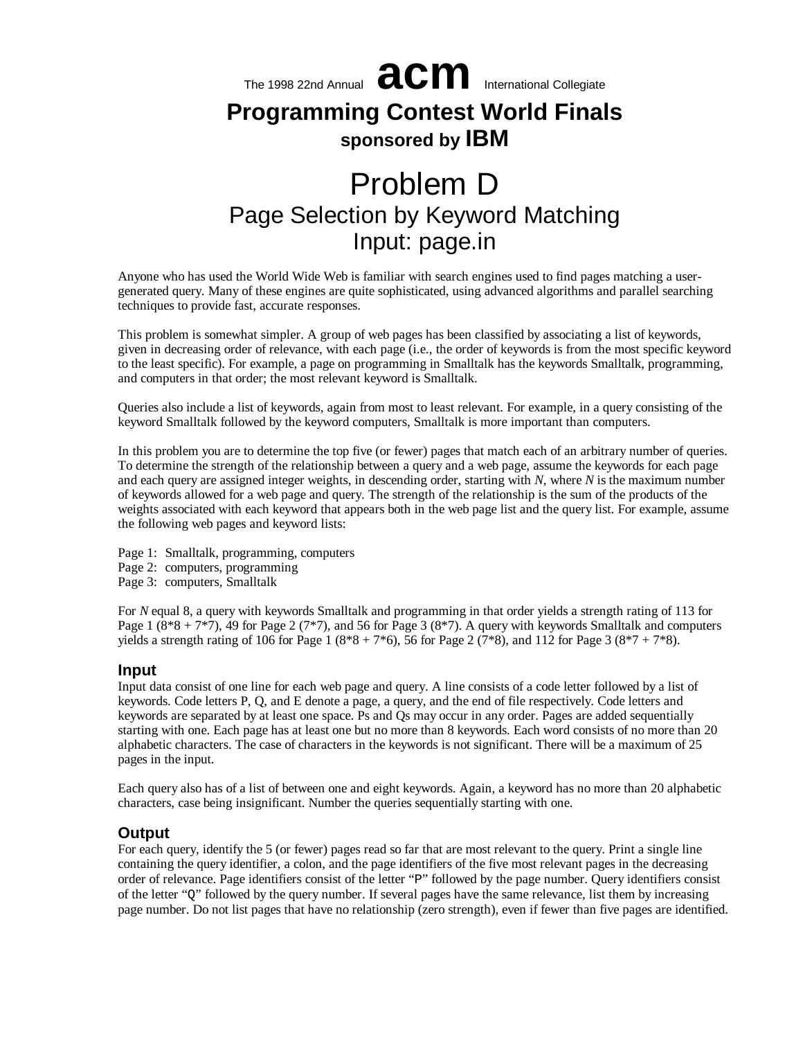The 1998 22nd Annual **acm** International Collegiate

# Programming Contest World Finals

**sponsored by IBM**

# Problem D

## Page Selection by Keyword Matching

## Input: page.in

Anyone who has used the World Wide Web is familiar with search engines used to find pages matching a user-generated query. Many of these engines are quite sophisticated, using advanced algorithms and parallel searching techniques to provide fast, accurate responses.

This problem is somewhat simpler. A group of web pages has been classified by associating a list of keywords, given in decreasing order of relevance, with each page (i.e., the order of keywords is from the most specific keyword to the least specific). For example, a page on programming in Smalltalk has the keywords Smalltalk, programming, and computers in that order; the most relevant keyword is Smalltalk.

Queries also include a list of keywords, again from most to least relevant. For example, in a query consisting of the keyword Smalltalk followed by the keyword computers, Smalltalk is more important than computers.

In this problem you are to determine the top five (or fewer) pages that match each of an arbitrary number of queries. To determine the strength of the relationship between a query and a web page, assume the keywords for each page and each query are assigned integer weights, in descending order, starting with $N$, where $N$ is the maximum number of keywords allowed for a web page and query. The strength of the relationship is the sum of the products of the weights associated with each keyword that appears both in the web page list and the query list. For example, assume the following web pages and keyword lists:

Page 1: Smalltalk, programming, computers
Page 2: computers, programming
Page 3: computers, Smalltalk

For $N$ equal 8, a query with keywords Smalltalk and programming in that order yields a strength rating of 113 for Page 1 (8*8 + 7*7), 49 for Page 2 (7*7), and 56 for Page 3 (8*7). A query with keywords Smalltalk and computers yields a strength rating of 106 for Page 1 (8*8 + 7*6), 56 for Page 2 (7*8), and 112 for Page 3 (8*7 + 7*8).

### Input

Input data consist of one line for each web page and query. A line consists of a code letter followed by a list of keywords. Code letters P, Q, and E denote a page, a query, and the end of file respectively. Code letters and keywords are separated by at least one space. Ps and Qs may occur in any order. Pages are added sequentially starting with one. Each page has at least one but no more than 8 keywords. Each word consists of no more than 20 alphabetic characters. The case of characters in the keywords is not significant. There will be a maximum of 25 pages in the input.

Each query also has of a list of between one and eight keywords. Again, a keyword has no more than 20 alphabetic characters, case being insignificant. Number the queries sequentially starting with one.

### Output

For each query, identify the 5 (or fewer) pages read so far that are most relevant to the query. Print a single line containing the query identifier, a colon, and the page identifiers of the five most relevant pages in the decreasing order of relevance. Page identifiers consist of the letter "P" followed by the page number. Query identifiers consist of the letter "Q" followed by the query number. If several pages have the same relevance, list them by increasing page number. Do not list pages that have no relationship (zero strength), even if fewer than five pages are identified.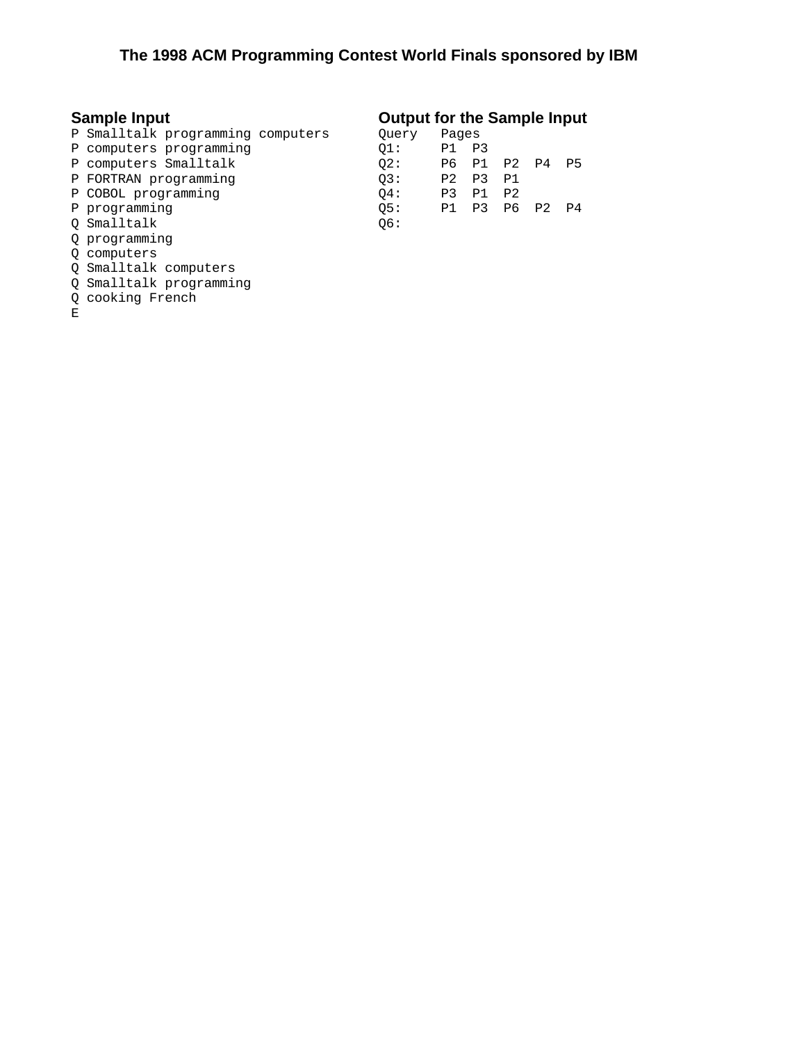### Sample Input

```
P Smalltalk programming computers
P computers programming
P computers Smalltalk
P FORTRAN programming
P COBOL programming
P programming
Q Smalltalk
Q programming
Q computers
Q Smalltalk computers
Q Smalltalk programming
Q cooking French
E
```

### Output for the Sample Input

```
Query   Pages
Q1:     P1  P3
Q2:     P6  P1  P2  P4  P5
Q3:     P2  P3  P1
Q4:     P3  P1  P2
Q5:     P1  P3  P6  P2  P4
Q6:
```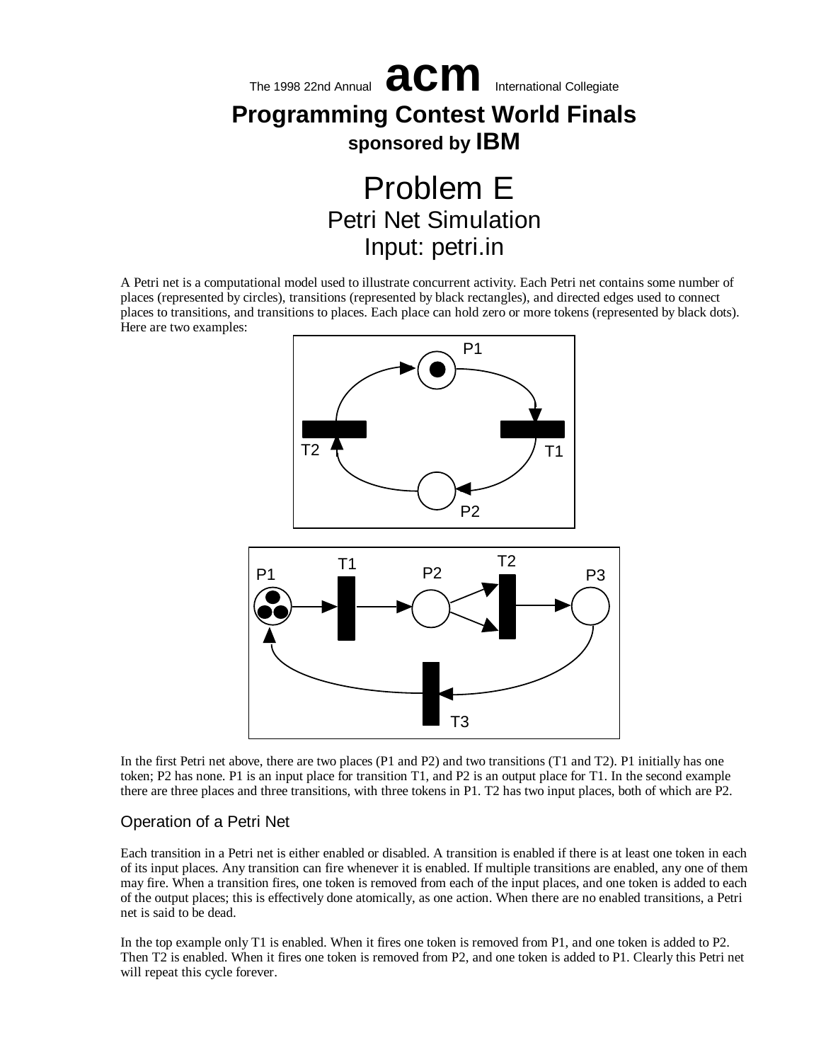The 1998 22nd Annual **acm** International Collegiate

# Programming Contest World Finals

**sponsored by IBM**

# Problem E
## Petri Net Simulation
## Input: petri.in

A Petri net is a computational model used to illustrate concurrent activity. Each Petri net contains some number of places (represented by circles), transitions (represented by black rectangles), and directed edges used to connect places to transitions, and transitions to places. Each place can hold zero or more tokens (represented by black dots). Here are two examples:

In the first Petri net above, there are two places (P1 and P2) and two transitions (T1 and T2). P1 initially has one token; P2 has none. P1 is an input place for transition T1, and P2 is an output place for T1. In the second example there are three places and three transitions, with three tokens in P1. T2 has two input places, both of which are P2.

### Operation of a Petri Net

Each transition in a Petri net is either enabled or disabled. A transition is enabled if there is at least one token in each of its input places. Any transition can fire whenever it is enabled. If multiple transitions are enabled, any one of them may fire. When a transition fires, one token is removed from each of the input places, and one token is added to each of the output places; this is effectively done atomically, as one action. When there are no enabled transitions, a Petri net is said to be dead.

In the top example only T1 is enabled. When it fires one token is removed from P1, and one token is added to P2. Then T2 is enabled. When it fires one token is removed from P2, and one token is added to P1. Clearly this Petri net will repeat this cycle forever.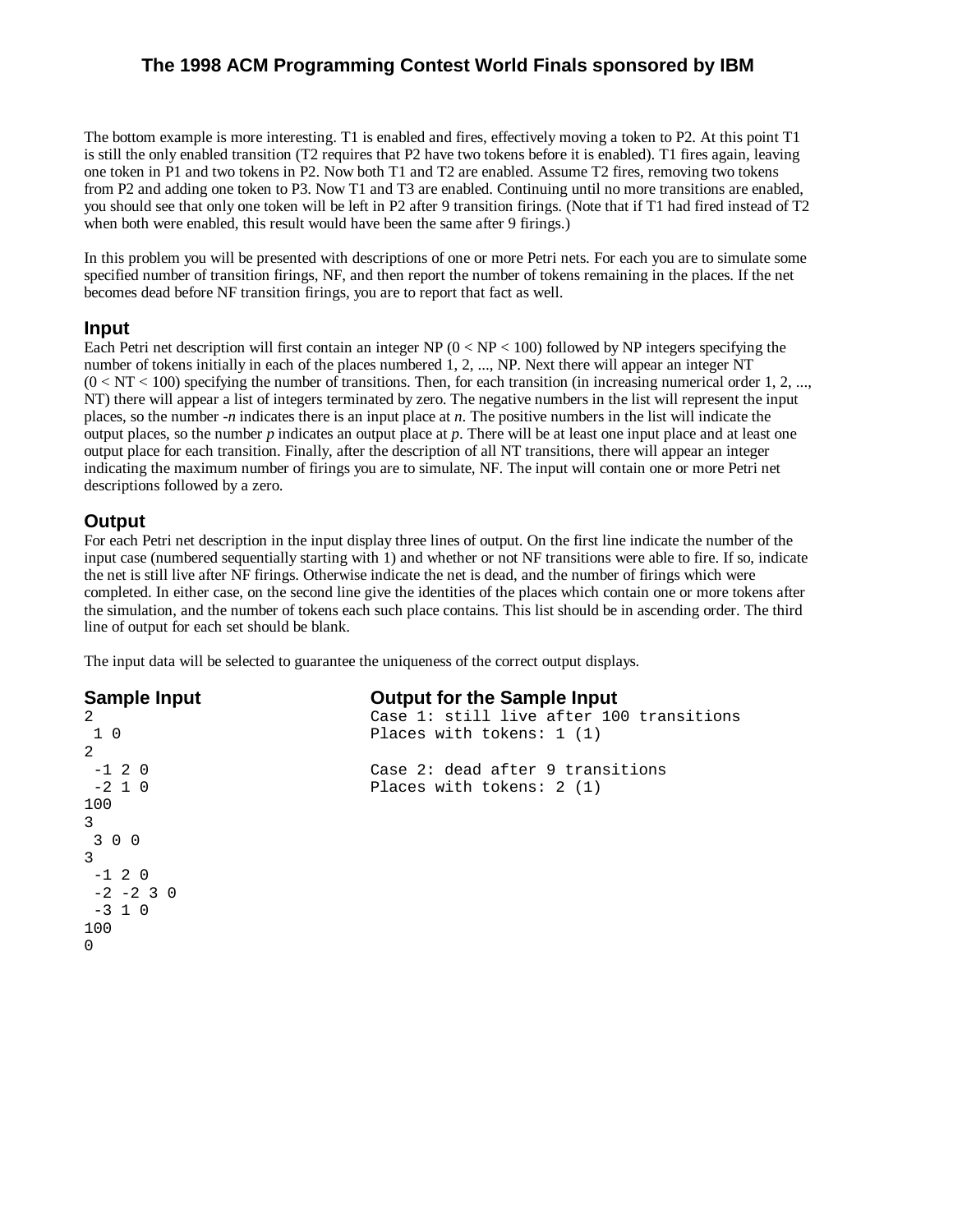The bottom example is more interesting. T1 is enabled and fires, effectively moving a token to P2. At this point T1 is still the only enabled transition (T2 requires that P2 have two tokens before it is enabled). T1 fires again, leaving one token in P1 and two tokens in P2. Now both T1 and T2 are enabled. Assume T2 fires, removing two tokens from P2 and adding one token to P3. Now T1 and T3 are enabled. Continuing until no more transitions are enabled, you should see that only one token will be left in P2 after 9 transition firings. (Note that if T1 had fired instead of T2 when both were enabled, this result would have been the same after 9 firings.)

In this problem you will be presented with descriptions of one or more Petri nets. For each you are to simulate some specified number of transition firings, NF, and then report the number of tokens remaining in the places. If the net becomes dead before NF transition firings, you are to report that fact as well.

## Input

Each Petri net description will first contain an integer NP (0 < NP < 100) followed by NP integers specifying the number of tokens initially in each of the places numbered 1, 2, ..., NP. Next there will appear an integer NT (0 < NT < 100) specifying the number of transitions. Then, for each transition (in increasing numerical order 1, 2, ..., NT) there will appear a list of integers terminated by zero. The negative numbers in the list will represent the input places, so the number -*n* indicates there is an input place at *n*. The positive numbers in the list will indicate the output places, so the number *p* indicates an output place at *p*. There will be at least one input place and at least one output place for each transition. Finally, after the description of all NT transitions, there will appear an integer indicating the maximum number of firings you are to simulate, NF. The input will contain one or more Petri net descriptions followed by a zero.

## Output

For each Petri net description in the input display three lines of output. On the first line indicate the number of the input case (numbered sequentially starting with 1) and whether or not NF transitions were able to fire. If so, indicate the net is still live after NF firings. Otherwise indicate the net is dead, and the number of firings which were completed. In either case, on the second line give the identities of the places which contain one or more tokens after the simulation, and the number of tokens each such place contains. This list should be in ascending order. The third line of output for each set should be blank.

The input data will be selected to guarantee the uniqueness of the correct output displays.

## Sample Input

```
2
 1 0
2
 -1 2 0
 -2 1 0
100
3
 3 0 0
3
 -1 2 0
 -2 -2 3 0
 -3 1 0
100
0
```

## Output for the Sample Input

```
Case 1: still live after 100 transitions
Places with tokens: 1 (1)

Case 2: dead after 9 transitions
Places with tokens: 2 (1)
```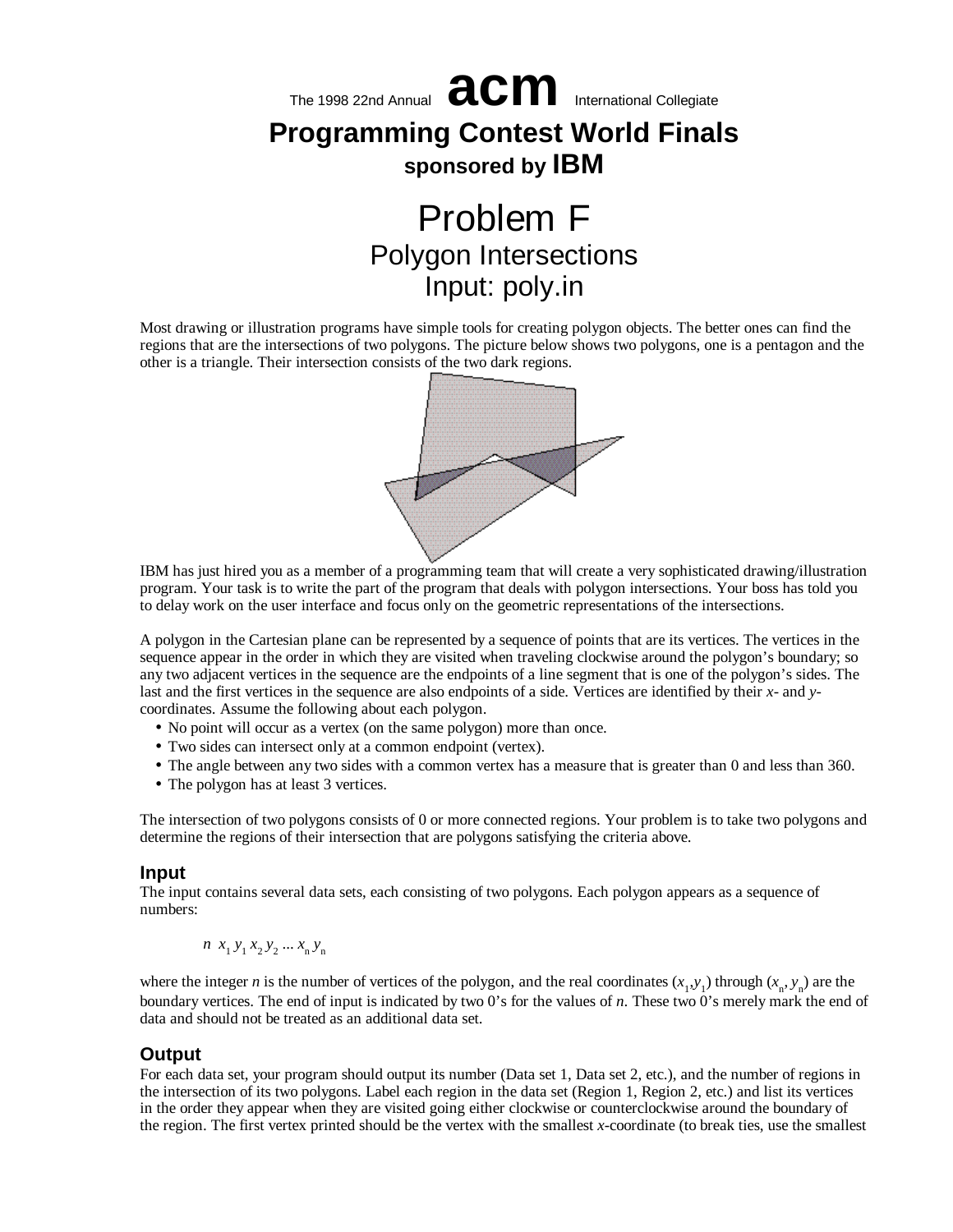The 1998 22nd Annual **acm** International Collegiate

# Programming Contest World Finals

**sponsored by IBM**

# Problem F
## Polygon Intersections
## Input: poly.in

Most drawing or illustration programs have simple tools for creating polygon objects. The better ones can find the regions that are the intersections of two polygons. The picture below shows two polygons, one is a pentagon and the other is a triangle. Their intersection consists of the two dark regions.

IBM has just hired you as a member of a programming team that will create a very sophisticated drawing/illustration program. Your task is to write the part of the program that deals with polygon intersections. Your boss has told you to delay work on the user interface and focus only on the geometric representations of the intersections.

A polygon in the Cartesian plane can be represented by a sequence of points that are its vertices. The vertices in the sequence appear in the order in which they are visited when traveling clockwise around the polygon's boundary; so any two adjacent vertices in the sequence are the endpoints of a line segment that is one of the polygon's sides. The last and the first vertices in the sequence are also endpoints of a side. Vertices are identified by their *x*- and *y*-coordinates. Assume the following about each polygon.

- No point will occur as a vertex (on the same polygon) more than once.
- Two sides can intersect only at a common endpoint (vertex).
- The angle between any two sides with a common vertex has a measure that is greater than 0 and less than 360.
- The polygon has at least 3 vertices.

The intersection of two polygons consists of 0 or more connected regions. Your problem is to take two polygons and determine the regions of their intersection that are polygons satisfying the criteria above.

### Input

The input contains several data sets, each consisting of two polygons. Each polygon appears as a sequence of numbers:

$$n \ x_1 \ y_1 \ x_2 \ y_2 \ \ldots \ x_n \ y_n$$

where the integer *n* is the number of vertices of the polygon, and the real coordinates $(x_1,y_1)$ through $(x_n, y_n)$ are the boundary vertices. The end of input is indicated by two 0's for the values of *n*. These two 0's merely mark the end of data and should not be treated as an additional data set.

### Output

For each data set, your program should output its number (Data set 1, Data set 2, etc.), and the number of regions in the intersection of its two polygons. Label each region in the data set (Region 1, Region 2, etc.) and list its vertices in the order they appear when they are visited going either clockwise or counterclockwise around the boundary of the region. The first vertex printed should be the vertex with the smallest *x*-coordinate (to break ties, use the smallest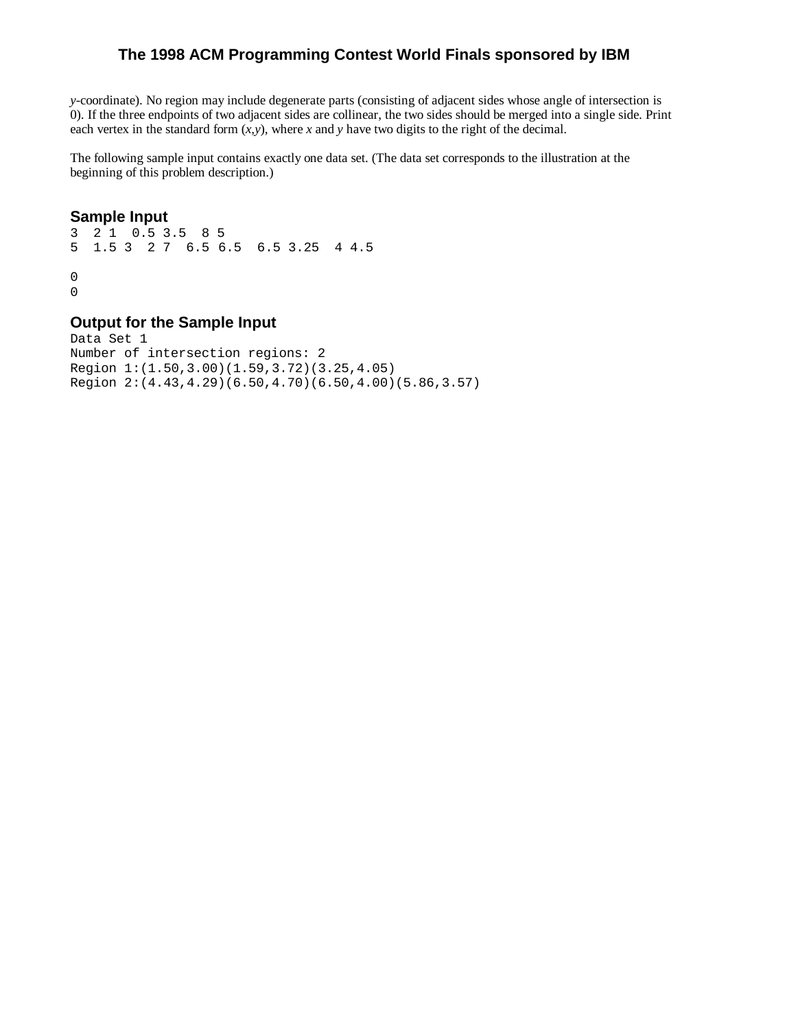*y*-coordinate). No region may include degenerate parts (consisting of adjacent sides whose angle of intersection is 0). If the three endpoints of two adjacent sides are collinear, the two sides should be merged into a single side. Print each vertex in the standard form (*x*,*y*), where *x* and *y* have two digits to the right of the decimal.

The following sample input contains exactly one data set. (The data set corresponds to the illustration at the beginning of this problem description.)

## Sample Input

```
3  2 1  0.5 3.5  8 5
5  1.5 3  2 7  6.5 6.5  6.5 3.25  4 4.5

0
0
```

## Output for the Sample Input

```
Data Set 1
Number of intersection regions: 2
Region 1:(1.50,3.00)(1.59,3.72)(3.25,4.05)
Region 2:(4.43,4.29)(6.50,4.70)(6.50,4.00)(5.86,3.57)
```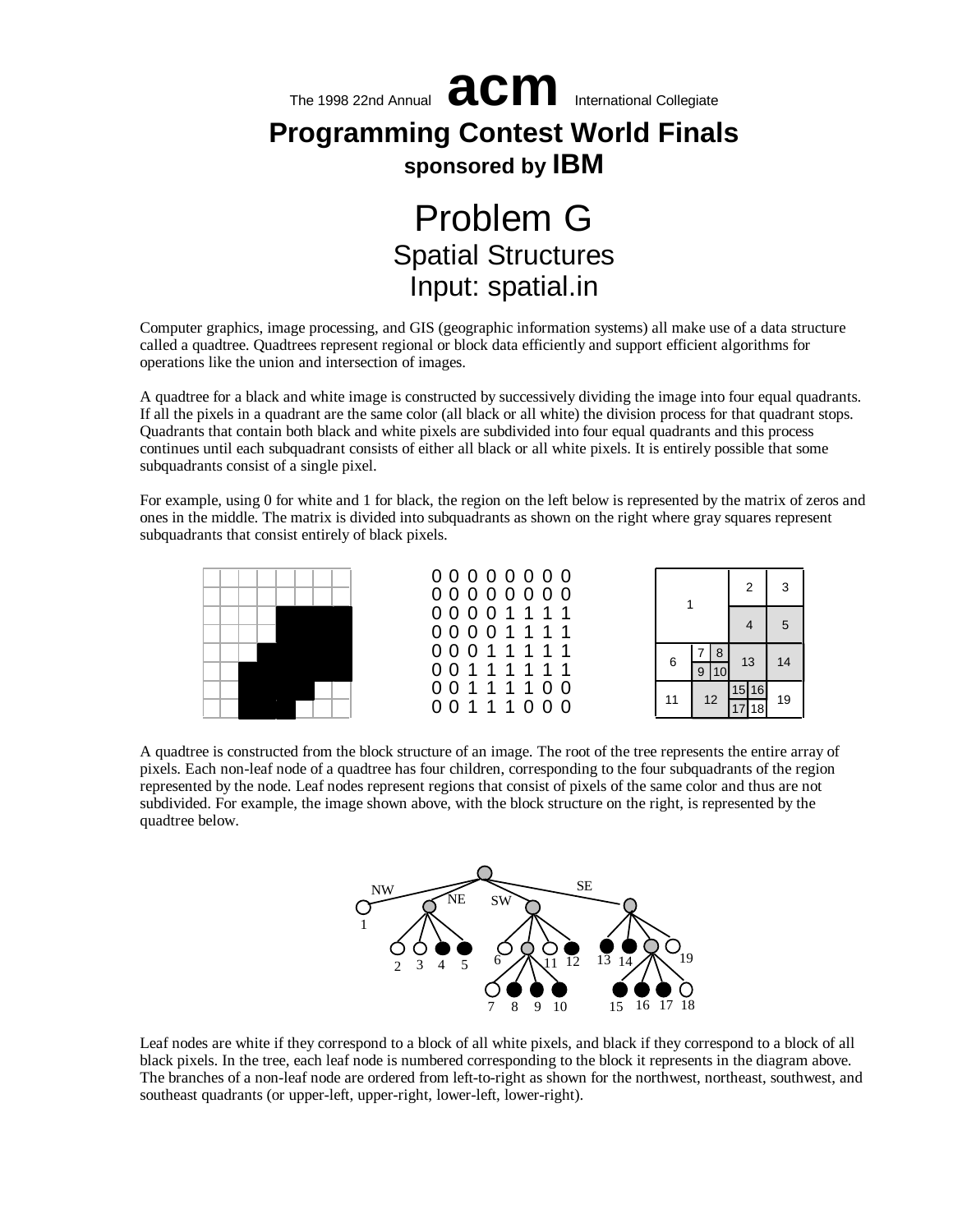The 1998 22nd Annual **acm** International Collegiate

# Programming Contest World Finals

**sponsored by IBM**

# Problem G
## Spatial Structures
## Input: spatial.in

Computer graphics, image processing, and GIS (geographic information systems) all make use of a data structure called a quadtree. Quadtrees represent regional or block data efficiently and support efficient algorithms for operations like the union and intersection of images.

A quadtree for a black and white image is constructed by successively dividing the image into four equal quadrants. If all the pixels in a quadrant are the same color (all black or all white) the division process for that quadrant stops. Quadrants that contain both black and white pixels are subdivided into four equal quadrants and this process continues until each subquadrant consists of either all black or all white pixels. It is entirely possible that some subquadrants consist of a single pixel.

For example, using 0 for white and 1 for black, the region on the left below is represented by the matrix of zeros and ones in the middle. The matrix is divided into subquadrants as shown on the right where gray squares represent subquadrants that consist entirely of black pixels.

```
0 0 0 0 0 0 0 0
0 0 0 0 0 0 0 0
0 0 0 0 1 1 1 1
0 0 0 0 1 1 1 1
0 0 0 1 1 1 1 1
0 0 1 1 1 1 1 1
0 0 1 1 1 1 0 0
0 0 1 1 1 0 0 0
```

A quadtree is constructed from the block structure of an image. The root of the tree represents the entire array of pixels. Each non-leaf node of a quadtree has four children, corresponding to the four subquadrants of the region represented by the node. Leaf nodes represent regions that consist of pixels of the same color and thus are not subdivided. For example, the image shown above, with the block structure on the right, is represented by the quadtree below.

Leaf nodes are white if they correspond to a block of all white pixels, and black if they correspond to a block of all black pixels. In the tree, each leaf node is numbered corresponding to the block it represents in the diagram above. The branches of a non-leaf node are ordered from left-to-right as shown for the northwest, northeast, southwest, and southeast quadrants (or upper-left, upper-right, lower-left, lower-right).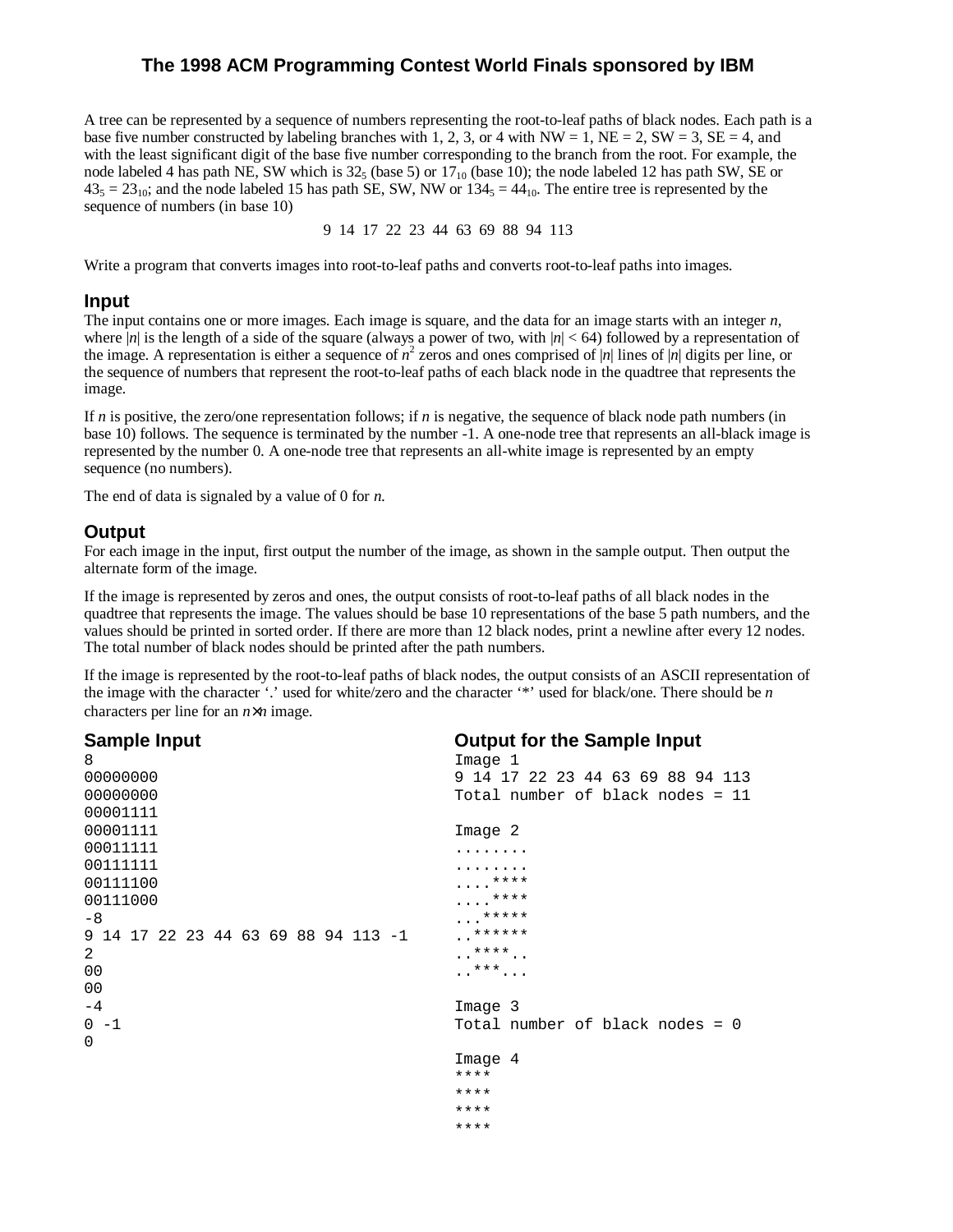A tree can be represented by a sequence of numbers representing the root-to-leaf paths of black nodes. Each path is a base five number constructed by labeling branches with 1, 2, 3, or 4 with NW = 1, NE = 2, SW = 3, SE = 4, and with the least significant digit of the base five number corresponding to the branch from the root. For example, the node labeled 4 has path NE, SW which is $32_5$ (base 5) or $17_{10}$ (base 10); the node labeled 12 has path SW, SE or $43_5 = 23_{10}$; and the node labeled 15 has path SE, SW, NW or $134_5 = 44_{10}$. The entire tree is represented by the sequence of numbers (in base 10)

9 14 17 22 23 44 63 69 88 94 113

Write a program that converts images into root-to-leaf paths and converts root-to-leaf paths into images.

## Input

The input contains one or more images. Each image is square, and the data for an image starts with an integer *n*, where |*n*| is the length of a side of the square (always a power of two, with |*n*| < 64) followed by a representation of the image. A representation is either a sequence of $n^2$ zeros and ones comprised of |*n*| lines of |*n*| digits per line, or the sequence of numbers that represent the root-to-leaf paths of each black node in the quadtree that represents the image.

If *n* is positive, the zero/one representation follows; if *n* is negative, the sequence of black node path numbers (in base 10) follows. The sequence is terminated by the number -1. A one-node tree that represents an all-black image is represented by the number 0. A one-node tree that represents an all-white image is represented by an empty sequence (no numbers).

The end of data is signaled by a value of 0 for *n*.

## Output

For each image in the input, first output the number of the image, as shown in the sample output. Then output the alternate form of the image.

If the image is represented by zeros and ones, the output consists of root-to-leaf paths of all black nodes in the quadtree that represents the image. The values should be base 10 representations of the base 5 path numbers, and the values should be printed in sorted order. If there are more than 12 black nodes, print a newline after every 12 nodes. The total number of black nodes should be printed after the path numbers.

If the image is represented by the root-to-leaf paths of black nodes, the output consists of an ASCII representation of the image with the character '.' used for white/zero and the character '*' used for black/one. There should be *n* characters per line for an $n \times n$ image.

## Sample Input

```
8
00000000
00000000
00001111
00001111
00011111
00111111
00111100
00111000
-8
9 14 17 22 23 44 63 69 88 94 113 -1
2
00
00
-4
0 -1
0
```

## Output for the Sample Input

```
Image 1
9 14 17 22 23 44 63 69 88 94 113
Total number of black nodes = 11

Image 2
........
........
....****
....****
...*****
..******
..****..
..***...

Image 3
Total number of black nodes = 0

Image 4
****
****
****
****
```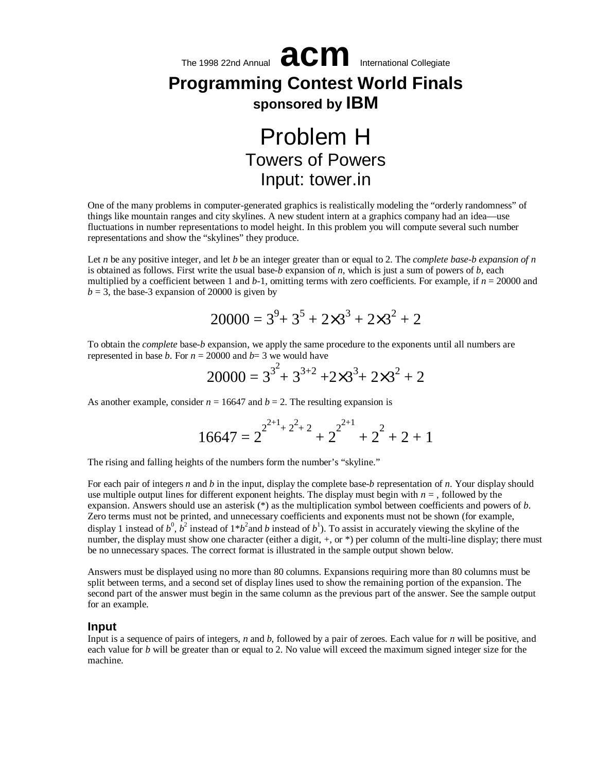The 1998 22nd Annual **acm** International Collegiate

# Programming Contest World Finals

**sponsored by IBM**

# Problem H

## Towers of Powers

## Input: tower.in

One of the many problems in computer-generated graphics is realistically modeling the "orderly randomness" of things like mountain ranges and city skylines. A new student intern at a graphics company had an idea—use fluctuations in number representations to model height. In this problem you will compute several such number representations and show the "skylines" they produce.

Let *n* be any positive integer, and let *b* be an integer greater than or equal to 2. The *complete base-b expansion of n* is obtained as follows. First write the usual base-*b* expansion of *n*, which is just a sum of powers of *b*, each multiplied by a coefficient between 1 and *b*-1, omitting terms with zero coefficients. For example, if *n* = 20000 and *b* = 3, the base-3 expansion of 20000 is given by

$$20000 = 3^9 + 3^5 + 2\times3^3 + 2\times3^2 + 2$$

To obtain the *complete* base-*b* expansion, we apply the same procedure to the exponents until all numbers are represented in base *b*. For *n* = 20000 and *b*= 3 we would have

$$20000 = 3^{3^2} + 3^{3+2} + 2\times3^3 + 2\times3^2 + 2$$

As another example, consider *n* = 16647 and *b* = 2. The resulting expansion is

$$16647 = 2^{2^{2+1} + 2^2 + 2} + 2^{2^{2+1}} + 2^2 + 2 + 1$$

The rising and falling heights of the numbers form the number's "skyline."

For each pair of integers *n* and *b* in the input, display the complete base-*b* representation of *n*. Your display should use multiple output lines for different exponent heights. The display must begin with *n* = , followed by the expansion. Answers should use an asterisk (*) as the multiplication symbol between coefficients and powers of *b*. Zero terms must not be printed, and unnecessary coefficients and exponents must not be shown (for example, display 1 instead of $b^0$, $b^2$ instead of $1*b^2$ and *b* instead of $b^1$). To assist in accurately viewing the skyline of the number, the display must show one character (either a digit, +, or *) per column of the multi-line display; there must be no unnecessary spaces. The correct format is illustrated in the sample output shown below.

Answers must be displayed using no more than 80 columns. Expansions requiring more than 80 columns must be split between terms, and a second set of display lines used to show the remaining portion of the expansion. The second part of the answer must begin in the same column as the previous part of the answer. See the sample output for an example.

### Input

Input is a sequence of pairs of integers, *n* and *b*, followed by a pair of zeroes. Each value for *n* will be positive, and each value for *b* will be greater than or equal to 2. No value will exceed the maximum signed integer size for the machine.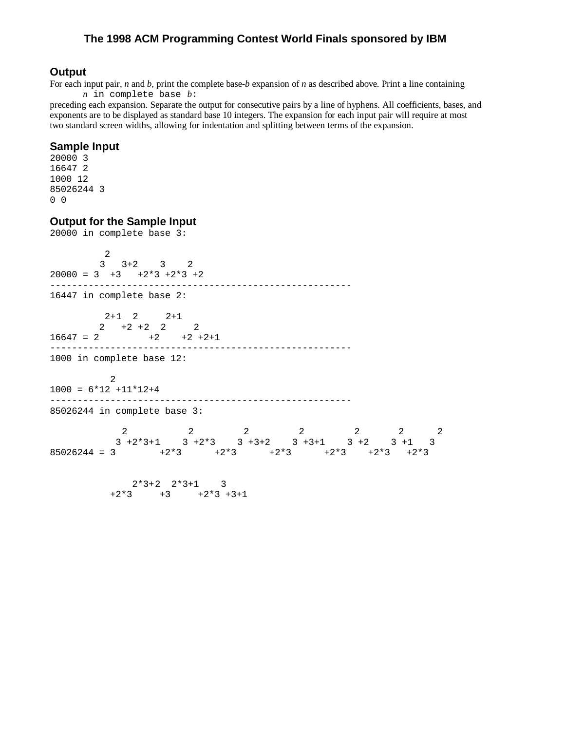**The 1998 ACM Programming Contest World Finals sponsored by IBM**

## Output

For each input pair, *n* and *b*, print the complete base-*b* expansion of *n* as described above. Print a line containing

```
n in complete base b:
```

preceding each expansion. Separate the output for consecutive pairs by a line of hyphens. All coefficients, bases, and exponents are to be displayed as standard base 10 integers. The expansion for each input pair will require at most two standard screen widths, allowing for indentation and splitting between terms of the expansion.

## Sample Input

```
20000 3
16647 2
1000 12
85026244 3
0 0
```

## Output for the Sample Input

```
20000 in complete base 3:

          2
         3   3+2    3    2
20000 = 3  +3   +2*3 +2*3 +2
-------------------------------------------------------
16447 in complete base 2:

          2+1  2     2+1
         2   +2 +2  2     2
16647 = 2         +2    +2 +2+1
-------------------------------------------------------
1000 in complete base 12:

           2
1000 = 6*12 +11*12+4
-------------------------------------------------------
85026244 in complete base 3:

             2           2         2         2         2       2      2
            3 +2*3+1    3 +2*3    3 +3+2    3 +3+1    3 +2    3 +1   3
85026244 = 3        +2*3      +2*3      +2*3      +2*3    +2*3   +2*3


               2*3+2  2*3+1    3
           +2*3     +3     +2*3 +3+1
```